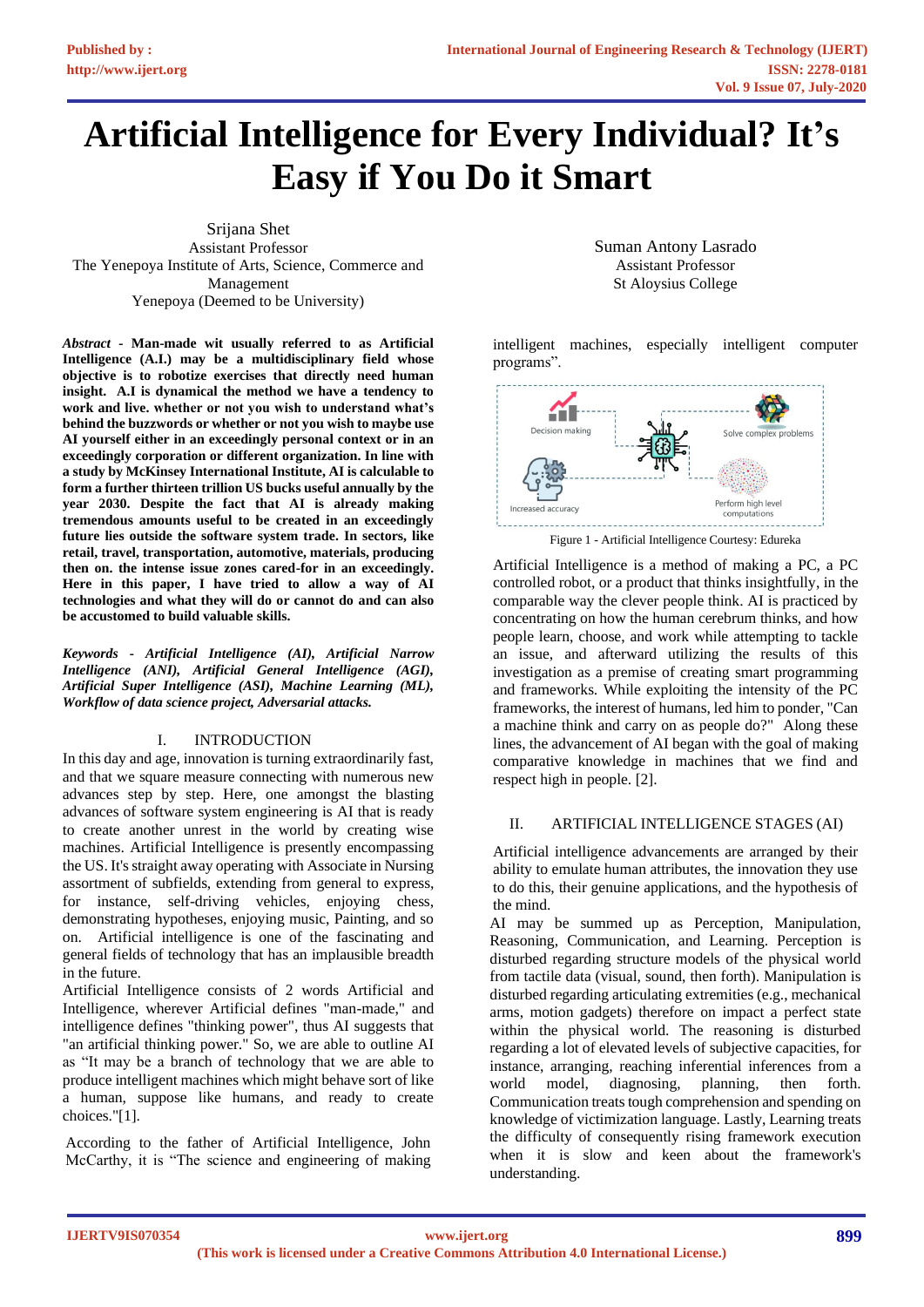# Artificial Intelligence for Every Individual? It's Easy if You Do it Smart

Srijana Shet
Assistant Professor
The Yenepoya Institute of Arts, Science, Commerce and Management
Yenepoya (Deemed to be University)

Suman Antony Lasrado
Assistant Professor
St Aloysius College

***Abstract* - Man-made wit usually referred to as Artificial Intelligence (A.I.) may be a multidisciplinary field whose objective is to robotize exercises that directly need human insight. A.I is dynamical the method we have a tendency to work and live. whether or not you wish to understand what's behind the buzzwords or whether or not you wish to maybe use AI yourself either in an exceedingly personal context or in an exceedingly corporation or different organization. In line with a study by McKinsey International Institute, AI is calculable to form a further thirteen trillion US bucks useful annually by the year 2030. Despite the fact that AI is already making tremendous amounts useful to be created in an exceedingly future lies outside the software system trade. In sectors, like retail, travel, transportation, automotive, materials, producing then on. the intense issue zones cared-for in an exceedingly. Here in this paper, I have tried to allow a way of AI technologies and what they will do or cannot do and can also be accustomed to build valuable skills.**

***Keywords - Artificial Intelligence (AI), Artificial Narrow Intelligence (ANI), Artificial General Intelligence (AGI), Artificial Super Intelligence (ASI), Machine Learning (ML), Workflow of data science project, Adversarial attacks.***

## I. INTRODUCTION

In this day and age, innovation is turning extraordinarily fast, and that we square measure connecting with numerous new advances step by step. Here, one amongst the blasting advances of software system engineering is AI that is ready to create another unrest in the world by creating wise machines. Artificial Intelligence is presently encompassing the US. It's straight away operating with Associate in Nursing assortment of subfields, extending from general to express, for instance, self-driving vehicles, enjoying chess, demonstrating hypotheses, enjoying music, Painting, and so on. Artificial intelligence is one of the fascinating and general fields of technology that has an implausible breadth in the future.

Artificial Intelligence consists of 2 words Artificial and Intelligence, wherever Artificial defines "man-made," and intelligence defines "thinking power", thus AI suggests that "an artificial thinking power." So, we are able to outline AI as "It may be a branch of technology that we are able to produce intelligent machines which might behave sort of like a human, suppose like humans, and ready to create choices."[1].

According to the father of Artificial Intelligence, John McCarthy, it is "The science and engineering of making intelligent machines, especially intelligent computer programs".

Figure 1 - Artificial Intelligence Courtesy: Edureka

Artificial Intelligence is a method of making a PC, a PC controlled robot, or a product that thinks insightfully, in the comparable way the clever people think. AI is practiced by concentrating on how the human cerebrum thinks, and how people learn, choose, and work while attempting to tackle an issue, and afterward utilizing the results of this investigation as a premise of creating smart programming and frameworks. While exploiting the intensity of the PC frameworks, the interest of humans, led him to ponder, "Can a machine think and carry on as people do?" Along these lines, the advancement of AI began with the goal of making comparative knowledge in machines that we find and respect high in people. [2].

## II. ARTIFICIAL INTELLIGENCE STAGES (AI)

Artificial intelligence advancements are arranged by their ability to emulate human attributes, the innovation they use to do this, their genuine applications, and the hypothesis of the mind.

AI may be summed up as Perception, Manipulation, Reasoning, Communication, and Learning. Perception is disturbed regarding structure models of the physical world from tactile data (visual, sound, then forth). Manipulation is disturbed regarding articulating extremities (e.g., mechanical arms, motion gadgets) therefore on impact a perfect state within the physical world. The reasoning is disturbed regarding a lot of elevated levels of subjective capacities, for instance, arranging, reaching inferential inferences from a world model, diagnosing, planning, then forth. Communication treats tough comprehension and spending on knowledge of victimization language. Lastly, Learning treats the difficulty of consequently rising framework execution when it is slow and keen about the framework's understanding.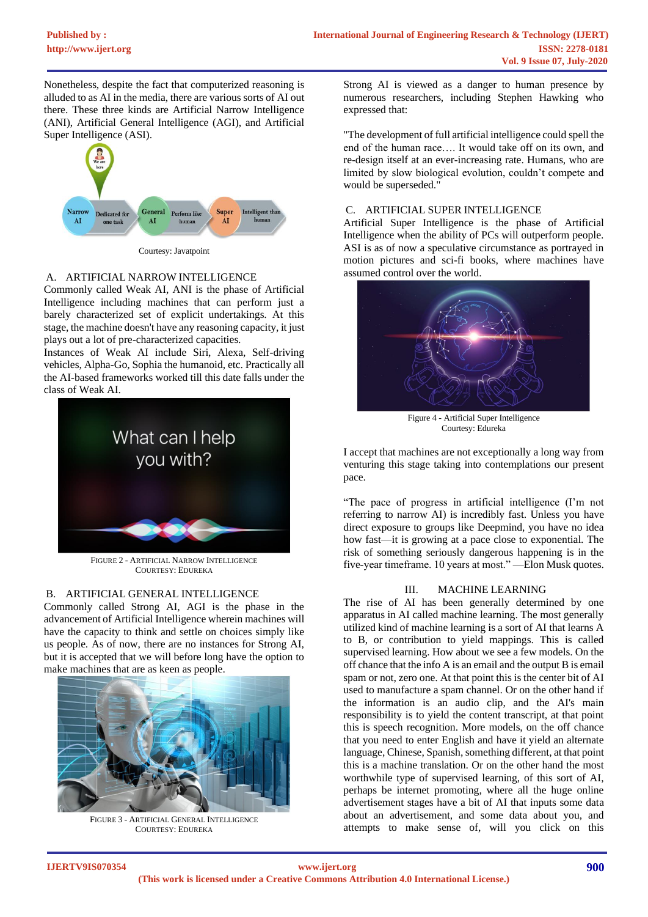Nonetheless, despite the fact that computerized reasoning is alluded to as AI in the media, there are various sorts of AI out there. These three kinds are Artificial Narrow Intelligence (ANI), Artificial General Intelligence (AGI), and Artificial Super Intelligence (ASI).

Courtesy: Javatpoint

### A. ARTIFICIAL NARROW INTELLIGENCE

Commonly called Weak AI, ANI is the phase of Artificial Intelligence including machines that can perform just a barely characterized set of explicit undertakings. At this stage, the machine doesn't have any reasoning capacity, it just plays out a lot of pre-characterized capacities.

Instances of Weak AI include Siri, Alexa, Self-driving vehicles, Alpha-Go, Sophia the humanoid, etc. Practically all the AI-based frameworks worked till this date falls under the class of Weak AI.

FIGURE 2 - ARTIFICIAL NARROW INTELLIGENCE
COURTESY: EDUREKA

### B. ARTIFICIAL GENERAL INTELLIGENCE

Commonly called Strong AI, AGI is the phase in the advancement of Artificial Intelligence wherein machines will have the capacity to think and settle on choices simply like us people. As of now, there are no instances for Strong AI, but it is accepted that we will before long have the option to make machines that are as keen as people.

FIGURE 3 - ARTIFICIAL GENERAL INTELLIGENCE
COURTESY: EDUREKA

Strong AI is viewed as a danger to human presence by numerous researchers, including Stephen Hawking who expressed that:

"The development of full artificial intelligence could spell the end of the human race…. It would take off on its own, and re-design itself at an ever-increasing rate. Humans, who are limited by slow biological evolution, couldn't compete and would be superseded."

### C. ARTIFICIAL SUPER INTELLIGENCE

Artificial Super Intelligence is the phase of Artificial Intelligence when the ability of PCs will outperform people. ASI is as of now a speculative circumstance as portrayed in motion pictures and sci-fi books, where machines have assumed control over the world.

Figure 4 - Artificial Super Intelligence
Courtesy: Edureka

I accept that machines are not exceptionally a long way from venturing this stage taking into contemplations our present pace.

"The pace of progress in artificial intelligence (I'm not referring to narrow AI) is incredibly fast. Unless you have direct exposure to groups like Deepmind, you have no idea how fast—it is growing at a pace close to exponential. The risk of something seriously dangerous happening is in the five-year timeframe. 10 years at most." —Elon Musk quotes.

## III. MACHINE LEARNING

The rise of AI has been generally determined by one apparatus in AI called machine learning. The most generally utilized kind of machine learning is a sort of AI that learns A to B, or contribution to yield mappings. This is called supervised learning. How about we see a few models. On the off chance that the info A is an email and the output B is email spam or not, zero one. At that point this is the center bit of AI used to manufacture a spam channel. Or on the other hand if the information is an audio clip, and the AI's main responsibility is to yield the content transcript, at that point this is speech recognition. More models, on the off chance that you need to enter English and have it yield an alternate language, Chinese, Spanish, something different, at that point this is a machine translation. Or on the other hand the most worthwhile type of supervised learning, of this sort of AI, perhaps be internet promoting, where all the huge online advertisement stages have a bit of AI that inputs some data about an advertisement, and some data about you, and attempts to make sense of, will you click on this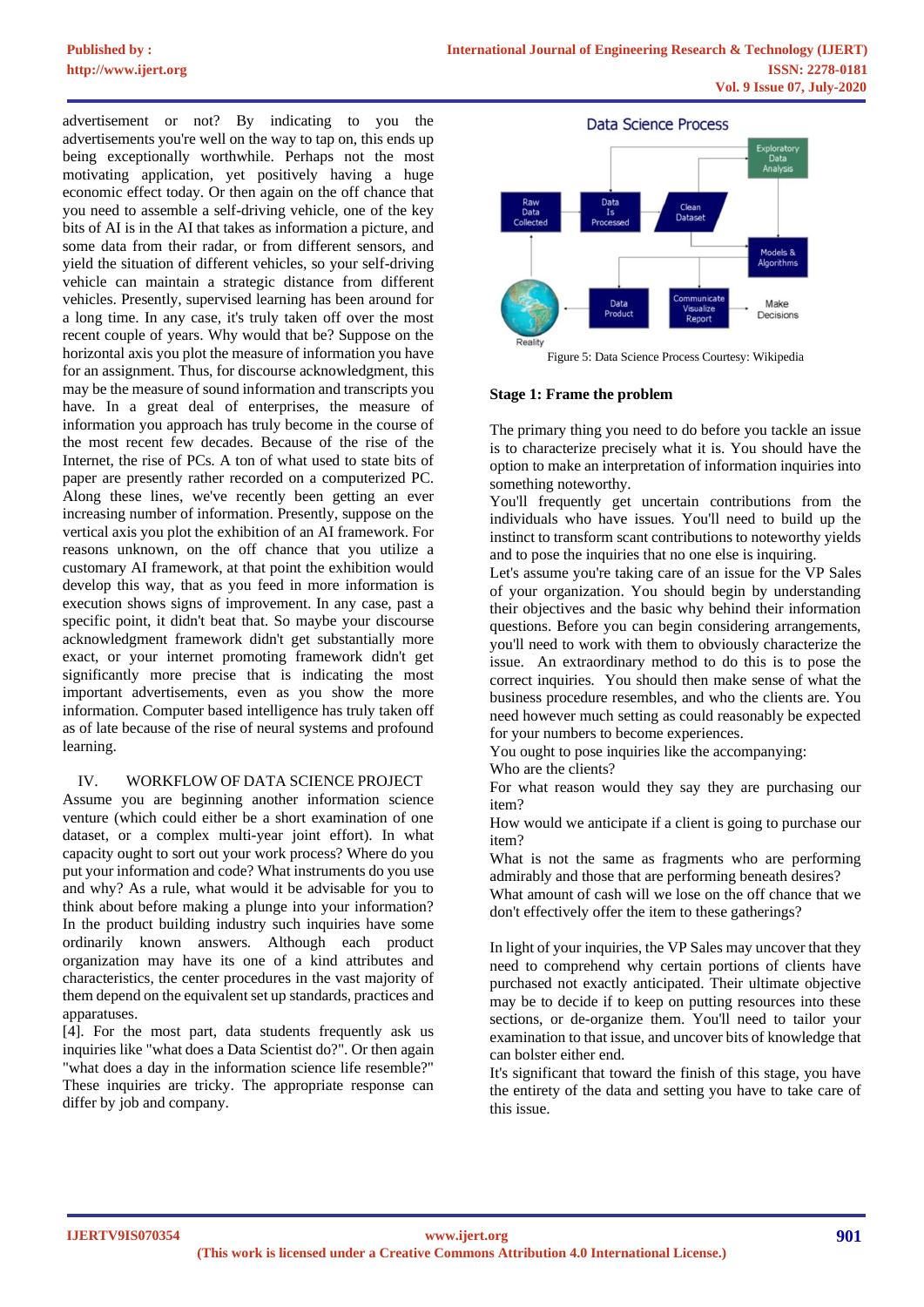advertisement or not? By indicating to you the advertisements you're well on the way to tap on, this ends up being exceptionally worthwhile. Perhaps not the most motivating application, yet positively having a huge economic effect today. Or then again on the off chance that you need to assemble a self-driving vehicle, one of the key bits of AI is in the AI that takes as information a picture, and some data from their radar, or from different sensors, and yield the situation of different vehicles, so your self-driving vehicle can maintain a strategic distance from different vehicles. Presently, supervised learning has been around for a long time. In any case, it's truly taken off over the most recent couple of years. Why would that be? Suppose on the horizontal axis you plot the measure of information you have for an assignment. Thus, for discourse acknowledgment, this may be the measure of sound information and transcripts you have. In a great deal of enterprises, the measure of information you approach has truly become in the course of the most recent few decades. Because of the rise of the Internet, the rise of PCs. A ton of what used to state bits of paper are presently rather recorded on a computerized PC. Along these lines, we've recently been getting an ever increasing number of information. Presently, suppose on the vertical axis you plot the exhibition of an AI framework. For reasons unknown, on the off chance that you utilize a customary AI framework, at that point the exhibition would develop this way, that as you feed in more information is execution shows signs of improvement. In any case, past a specific point, it didn't beat that. So maybe your discourse acknowledgment framework didn't get substantially more exact, or your internet promoting framework didn't get significantly more precise that is indicating the most important advertisements, even as you show the more information. Computer based intelligence has truly taken off as of late because of the rise of neural systems and profound learning.

## IV. WORKFLOW OF DATA SCIENCE PROJECT

Assume you are beginning another information science venture (which could either be a short examination of one dataset, or a complex multi-year joint effort). In what capacity ought to sort out your work process? Where do you put your information and code? What instruments do you use and why? As a rule, what would it be advisable for you to think about before making a plunge into your information? In the product building industry such inquiries have some ordinarily known answers. Although each product organization may have its one of a kind attributes and characteristics, the center procedures in the vast majority of them depend on the equivalent set up standards, practices and apparatuses.

[4]. For the most part, data students frequently ask us inquiries like "what does a Data Scientist do?". Or then again "what does a day in the information science life resemble?" These inquiries are tricky. The appropriate response can differ by job and company.

Figure 5: Data Science Process Courtesy: Wikipedia

### Stage 1: Frame the problem

The primary thing you need to do before you tackle an issue is to characterize precisely what it is. You should have the option to make an interpretation of information inquiries into something noteworthy.

You'll frequently get uncertain contributions from the individuals who have issues. You'll need to build up the instinct to transform scant contributions to noteworthy yields and to pose the inquiries that no one else is inquiring.

Let's assume you're taking care of an issue for the VP Sales of your organization. You should begin by understanding their objectives and the basic why behind their information questions. Before you can begin considering arrangements, you'll need to work with them to obviously characterize the issue. An extraordinary method to do this is to pose the correct inquiries. You should then make sense of what the business procedure resembles, and who the clients are. You need however much setting as could reasonably be expected for your numbers to become experiences.

You ought to pose inquiries like the accompanying:

Who are the clients?

For what reason would they say they are purchasing our item?

How would we anticipate if a client is going to purchase our item?

What is not the same as fragments who are performing admirably and those that are performing beneath desires?

What amount of cash will we lose on the off chance that we don't effectively offer the item to these gatherings?

In light of your inquiries, the VP Sales may uncover that they need to comprehend why certain portions of clients have purchased not exactly anticipated. Their ultimate objective may be to decide if to keep on putting resources into these sections, or de-organize them. You'll need to tailor your examination to that issue, and uncover bits of knowledge that can bolster either end.

It's significant that toward the finish of this stage, you have the entirety of the data and setting you have to take care of this issue.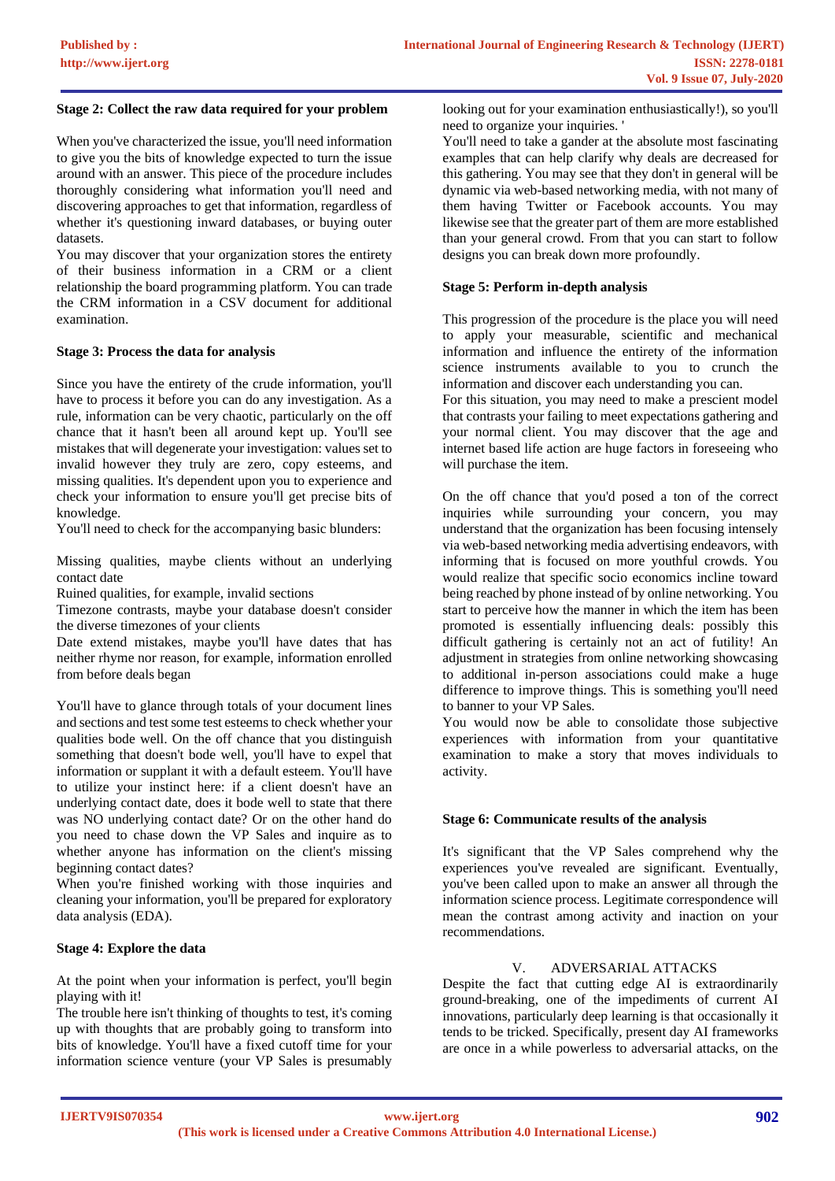**Stage 2: Collect the raw data required for your problem**

When you've characterized the issue, you'll need information to give you the bits of knowledge expected to turn the issue around with an answer. This piece of the procedure includes thoroughly considering what information you'll need and discovering approaches to get that information, regardless of whether it's questioning inward databases, or buying outer datasets.

You may discover that your organization stores the entirety of their business information in a CRM or a client relationship the board programming platform. You can trade the CRM information in a CSV document for additional examination.

**Stage 3: Process the data for analysis**

Since you have the entirety of the crude information, you'll have to process it before you can do any investigation. As a rule, information can be very chaotic, particularly on the off chance that it hasn't been all around kept up. You'll see mistakes that will degenerate your investigation: values set to invalid however they truly are zero, copy esteems, and missing qualities. It's dependent upon you to experience and check your information to ensure you'll get precise bits of knowledge.

You'll need to check for the accompanying basic blunders:

Missing qualities, maybe clients without an underlying contact date

Ruined qualities, for example, invalid sections

Timezone contrasts, maybe your database doesn't consider the diverse timezones of your clients

Date extend mistakes, maybe you'll have dates that has neither rhyme nor reason, for example, information enrolled from before deals began

You'll have to glance through totals of your document lines and sections and test some test esteems to check whether your qualities bode well. On the off chance that you distinguish something that doesn't bode well, you'll have to expel that information or supplant it with a default esteem. You'll have to utilize your instinct here: if a client doesn't have an underlying contact date, does it bode well to state that there was NO underlying contact date? Or on the other hand do you need to chase down the VP Sales and inquire as to whether anyone has information on the client's missing beginning contact dates?

When you're finished working with those inquiries and cleaning your information, you'll be prepared for exploratory data analysis (EDA).

**Stage 4: Explore the data**

At the point when your information is perfect, you'll begin playing with it!

The trouble here isn't thinking of thoughts to test, it's coming up with thoughts that are probably going to transform into bits of knowledge. You'll have a fixed cutoff time for your information science venture (your VP Sales is presumably looking out for your examination enthusiastically!), so you'll need to organize your inquiries. '

You'll need to take a gander at the absolute most fascinating examples that can help clarify why deals are decreased for this gathering. You may see that they don't in general will be dynamic via web-based networking media, with not many of them having Twitter or Facebook accounts. You may likewise see that the greater part of them are more established than your general crowd. From that you can start to follow designs you can break down more profoundly.

**Stage 5: Perform in-depth analysis**

This progression of the procedure is the place you will need to apply your measurable, scientific and mechanical information and influence the entirety of the information science instruments available to you to crunch the information and discover each understanding you can.

For this situation, you may need to make a prescient model that contrasts your failing to meet expectations gathering and your normal client. You may discover that the age and internet based life action are huge factors in foreseeing who will purchase the item.

On the off chance that you'd posed a ton of the correct inquiries while surrounding your concern, you may understand that the organization has been focusing intensely via web-based networking media advertising endeavors, with informing that is focused on more youthful crowds. You would realize that specific socio economics incline toward being reached by phone instead of by online networking. You start to perceive how the manner in which the item has been promoted is essentially influencing deals: possibly this difficult gathering is certainly not an act of futility! An adjustment in strategies from online networking showcasing to additional in-person associations could make a huge difference to improve things. This is something you'll need to banner to your VP Sales.

You would now be able to consolidate those subjective experiences with information from your quantitative examination to make a story that moves individuals to activity.

**Stage 6: Communicate results of the analysis**

It's significant that the VP Sales comprehend why the experiences you've revealed are significant. Eventually, you've been called upon to make an answer all through the information science process. Legitimate correspondence will mean the contrast among activity and inaction on your recommendations.

## V. ADVERSARIAL ATTACKS

Despite the fact that cutting edge AI is extraordinarily ground-breaking, one of the impediments of current AI innovations, particularly deep learning is that occasionally it tends to be tricked. Specifically, present day AI frameworks are once in a while powerless to adversarial attacks, on the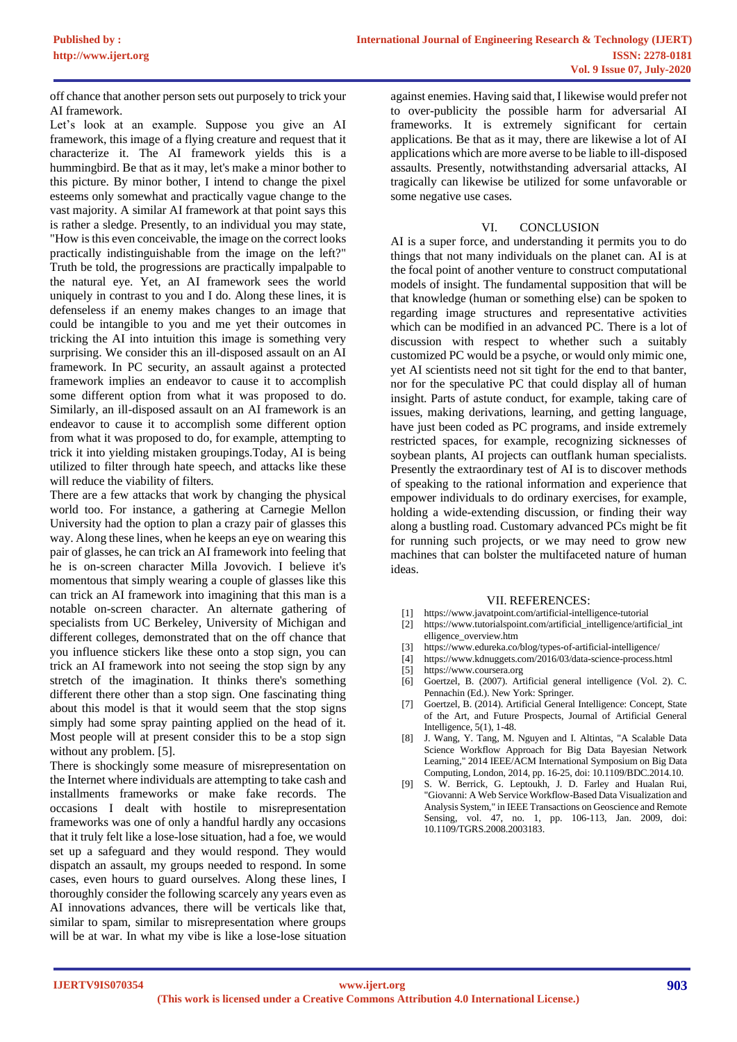off chance that another person sets out purposely to trick your AI framework.

Let's look at an example. Suppose you give an AI framework, this image of a flying creature and request that it characterize it. The AI framework yields this is a hummingbird. Be that as it may, let's make a minor bother to this picture. By minor bother, I intend to change the pixel esteems only somewhat and practically vague change to the vast majority. A similar AI framework at that point says this is rather a sledge. Presently, to an individual you may state, "How is this even conceivable, the image on the correct looks practically indistinguishable from the image on the left?" Truth be told, the progressions are practically impalpable to the natural eye. Yet, an AI framework sees the world uniquely in contrast to you and I do. Along these lines, it is defenseless if an enemy makes changes to an image that could be intangible to you and me yet their outcomes in tricking the AI into intuition this image is something very surprising. We consider this an ill-disposed assault on an AI framework. In PC security, an assault against a protected framework implies an endeavor to cause it to accomplish some different option from what it was proposed to do. Similarly, an ill-disposed assault on an AI framework is an endeavor to cause it to accomplish some different option from what it was proposed to do, for example, attempting to trick it into yielding mistaken groupings.Today, AI is being utilized to filter through hate speech, and attacks like these will reduce the viability of filters.

There are a few attacks that work by changing the physical world too. For instance, a gathering at Carnegie Mellon University had the option to plan a crazy pair of glasses this way. Along these lines, when he keeps an eye on wearing this pair of glasses, he can trick an AI framework into feeling that he is on-screen character Milla Jovovich. I believe it's momentous that simply wearing a couple of glasses like this can trick an AI framework into imagining that this man is a notable on-screen character. An alternate gathering of specialists from UC Berkeley, University of Michigan and different colleges, demonstrated that on the off chance that you influence stickers like these onto a stop sign, you can trick an AI framework into not seeing the stop sign by any stretch of the imagination. It thinks there's something different there other than a stop sign. One fascinating thing about this model is that it would seem that the stop signs simply had some spray painting applied on the head of it. Most people will at present consider this to be a stop sign without any problem. [5].

There is shockingly some measure of misrepresentation on the Internet where individuals are attempting to take cash and installments frameworks or make fake records. The occasions I dealt with hostile to misrepresentation frameworks was one of only a handful hardly any occasions that it truly felt like a lose-lose situation, had a foe, we would set up a safeguard and they would respond. They would dispatch an assault, my groups needed to respond. In some cases, even hours to guard ourselves. Along these lines, I thoroughly consider the following scarcely any years even as AI innovations advances, there will be verticals like that, similar to spam, similar to misrepresentation where groups will be at war. In what my vibe is like a lose-lose situation against enemies. Having said that, I likewise would prefer not to over-publicity the possible harm for adversarial AI frameworks. It is extremely significant for certain applications. Be that as it may, there are likewise a lot of AI applications which are more averse to be liable to ill-disposed assaults. Presently, notwithstanding adversarial attacks, AI tragically can likewise be utilized for some unfavorable or some negative use cases.

## VI. CONCLUSION

AI is a super force, and understanding it permits you to do things that not many individuals on the planet can. AI is at the focal point of another venture to construct computational models of insight. The fundamental supposition that will be that knowledge (human or something else) can be spoken to regarding image structures and representative activities which can be modified in an advanced PC. There is a lot of discussion with respect to whether such a suitably customized PC would be a psyche, or would only mimic one, yet AI scientists need not sit tight for the end to that banter, nor for the speculative PC that could display all of human insight. Parts of astute conduct, for example, taking care of issues, making derivations, learning, and getting language, have just been coded as PC programs, and inside extremely restricted spaces, for example, recognizing sicknesses of soybean plants, AI projects can outflank human specialists. Presently the extraordinary test of AI is to discover methods of speaking to the rational information and experience that empower individuals to do ordinary exercises, for example, holding a wide-extending discussion, or finding their way along a bustling road. Customary advanced PCs might be fit for running such projects, or we may need to grow new machines that can bolster the multifaceted nature of human ideas.

## VII. REFERENCES:

[1] https://www.javatpoint.com/artificial-intelligence-tutorial
[2] https://www.tutorialspoint.com/artificial_intelligence/artificial_intelligence_overview.htm
[3] https://www.edureka.co/blog/types-of-artificial-intelligence/
[4] https://www.kdnuggets.com/2016/03/data-science-process.html
[5] https://www.coursera.org
[6] Goertzel, B. (2007). Artificial general intelligence (Vol. 2). C. Pennachin (Ed.). New York: Springer.
[7] Goertzel, B. (2014). Artificial General Intelligence: Concept, State of the Art, and Future Prospects, Journal of Artificial General Intelligence, 5(1), 1-48.
[8] J. Wang, Y. Tang, M. Nguyen and I. Altintas, "A Scalable Data Science Workflow Approach for Big Data Bayesian Network Learning," 2014 IEEE/ACM International Symposium on Big Data Computing, London, 2014, pp. 16-25, doi: 10.1109/BDC.2014.10.
[9] S. W. Berrick, G. Leptoukh, J. D. Farley and Hualan Rui, "Giovanni: A Web Service Workflow-Based Data Visualization and Analysis System," in IEEE Transactions on Geoscience and Remote Sensing, vol. 47, no. 1, pp. 106-113, Jan. 2009, doi: 10.1109/TGRS.2008.2003183.